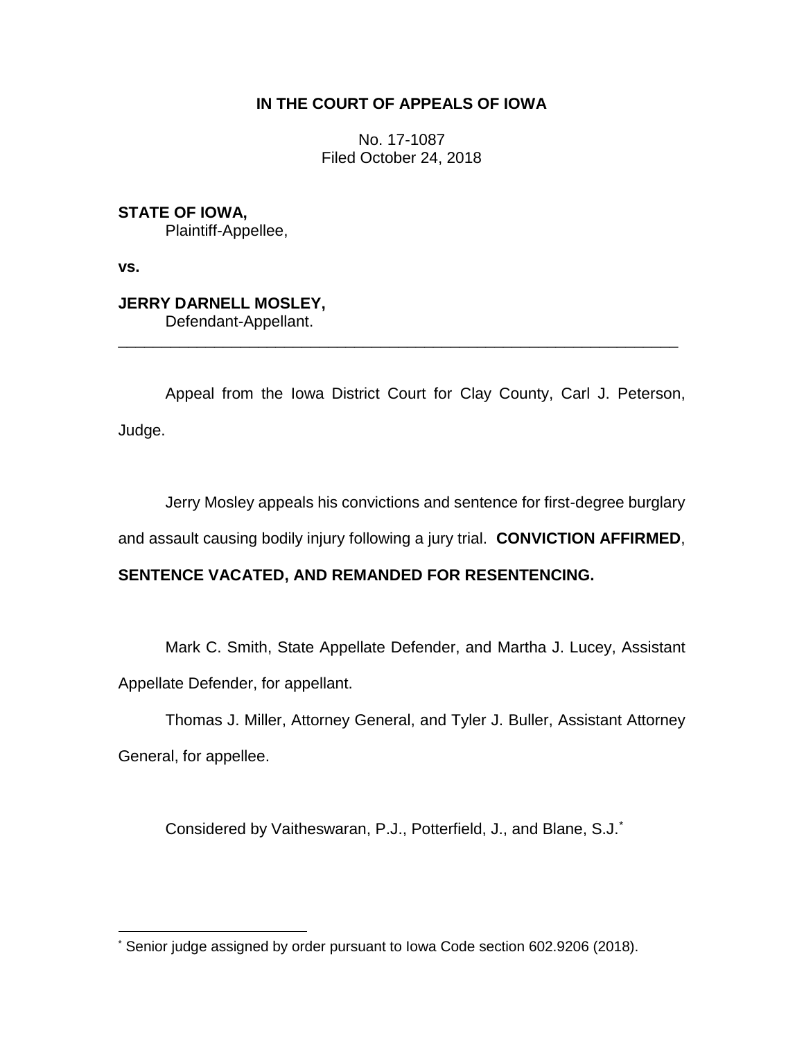**IN THE COURT OF APPEALS OF IOWA**

No. 17-1087
Filed October 24, 2018

**STATE OF IOWA,**
Plaintiff-Appellee,

**vs.**

**JERRY DARNELL MOSLEY,**
Defendant-Appellant.

---

Appeal from the Iowa District Court for Clay County, Carl J. Peterson, Judge.

Jerry Mosley appeals his convictions and sentence for first-degree burglary and assault causing bodily injury following a jury trial. **CONVICTION AFFIRMED, SENTENCE VACATED, AND REMANDED FOR RESENTENCING.**

Mark C. Smith, State Appellate Defender, and Martha J. Lucey, Assistant Appellate Defender, for appellant.

Thomas J. Miller, Attorney General, and Tyler J. Buller, Assistant Attorney General, for appellee.

Considered by Vaitheswaran, P.J., Potterfield, J., and Blane, S.J.*

---

* Senior judge assigned by order pursuant to Iowa Code section 602.9206 (2018).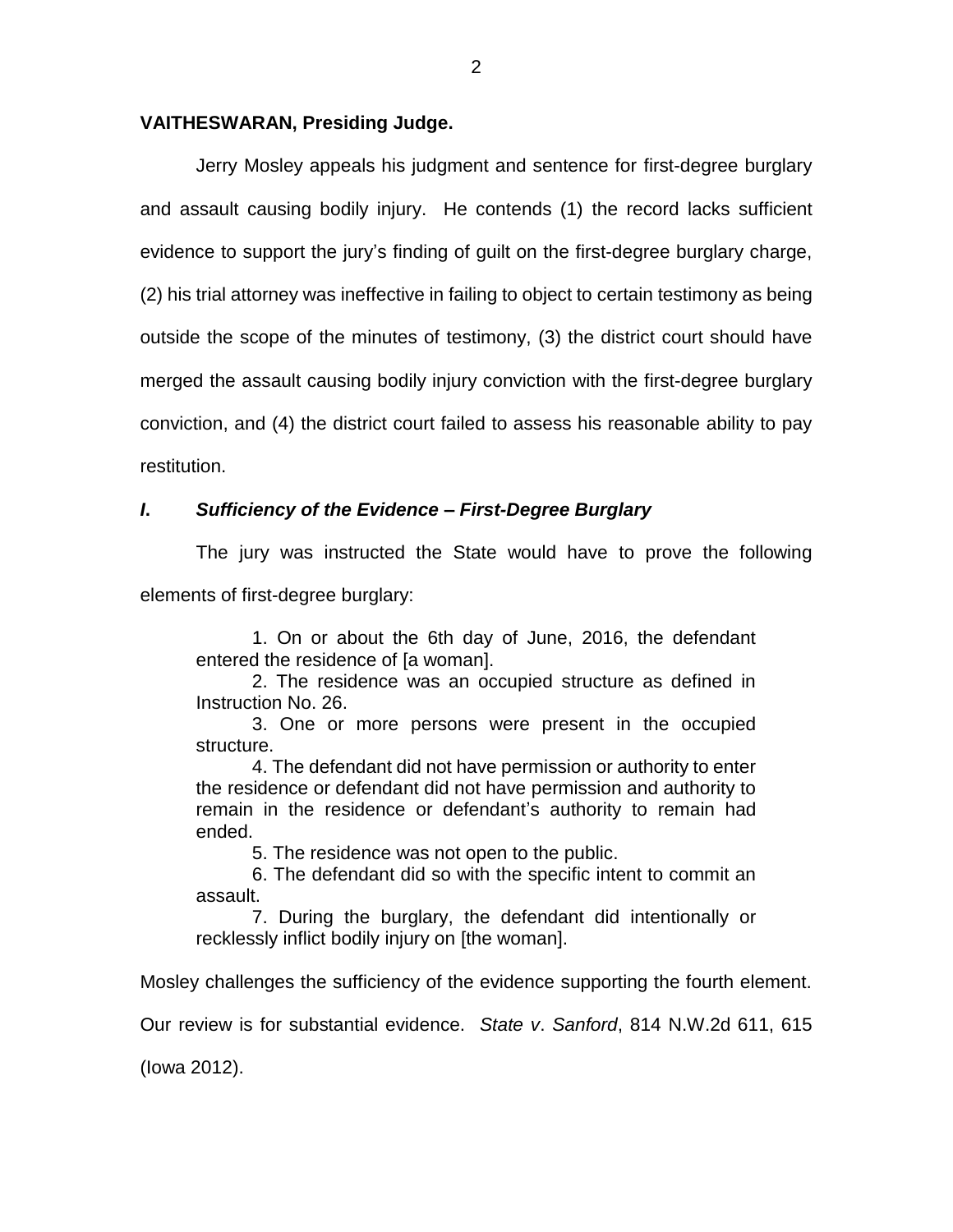**VAITHESWARAN, Presiding Judge.**

Jerry Mosley appeals his judgment and sentence for first-degree burglary and assault causing bodily injury. He contends (1) the record lacks sufficient evidence to support the jury's finding of guilt on the first-degree burglary charge, (2) his trial attorney was ineffective in failing to object to certain testimony as being outside the scope of the minutes of testimony, (3) the district court should have merged the assault causing bodily injury conviction with the first-degree burglary conviction, and (4) the district court failed to assess his reasonable ability to pay restitution.

## *I. Sufficiency of the Evidence – First-Degree Burglary*

The jury was instructed the State would have to prove the following elements of first-degree burglary:

> 1. On or about the 6th day of June, 2016, the defendant entered the residence of [a woman].
>
> 2. The residence was an occupied structure as defined in Instruction No. 26.
>
> 3. One or more persons were present in the occupied structure.
>
> 4. The defendant did not have permission or authority to enter the residence or defendant did not have permission and authority to remain in the residence or defendant's authority to remain had ended.
>
> 5. The residence was not open to the public.
>
> 6. The defendant did so with the specific intent to commit an assault.
>
> 7. During the burglary, the defendant did intentionally or recklessly inflict bodily injury on [the woman].

Mosley challenges the sufficiency of the evidence supporting the fourth element. Our review is for substantial evidence. *State v. Sanford*, 814 N.W.2d 611, 615 (Iowa 2012).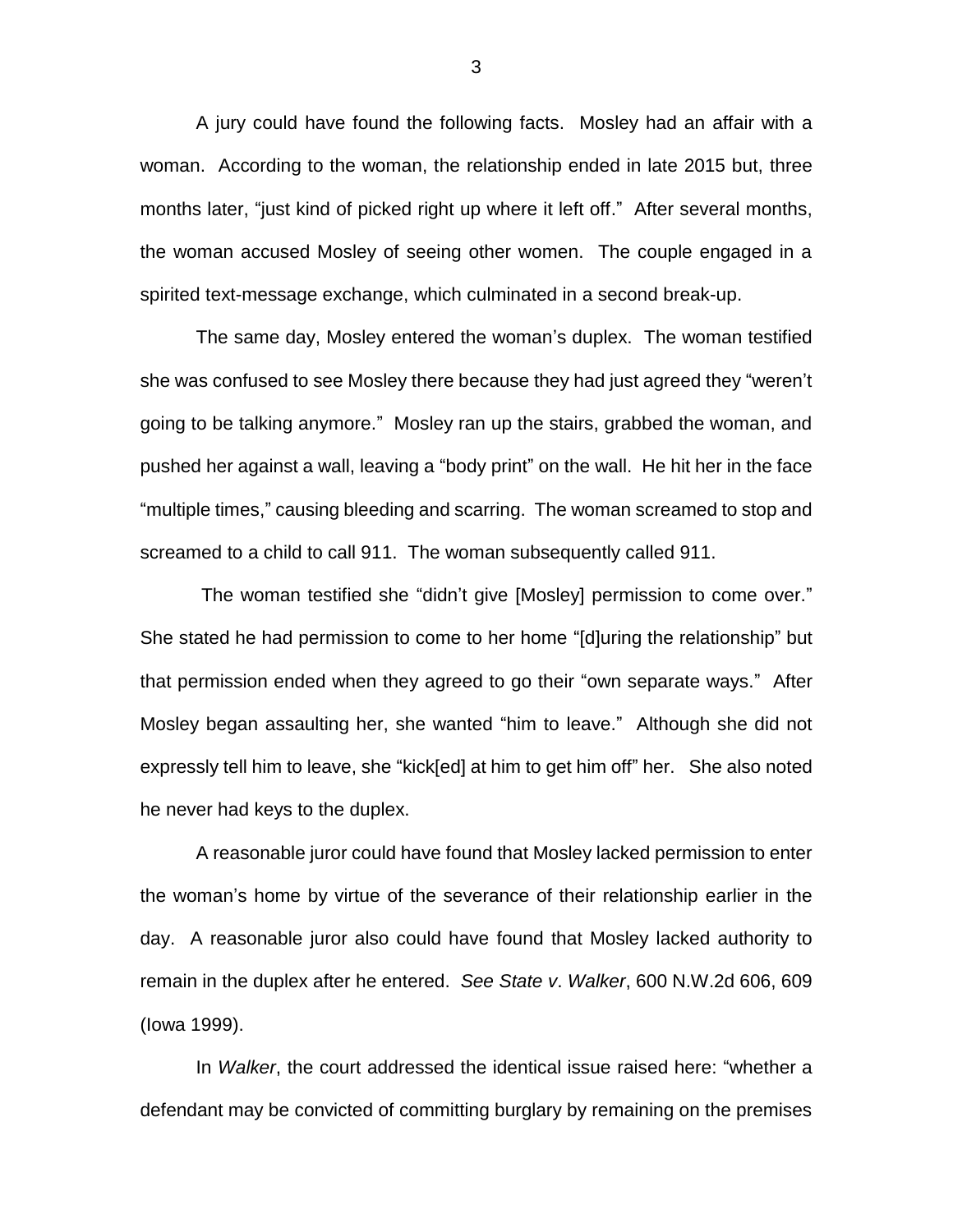A jury could have found the following facts. Mosley had an affair with a woman. According to the woman, the relationship ended in late 2015 but, three months later, "just kind of picked right up where it left off." After several months, the woman accused Mosley of seeing other women. The couple engaged in a spirited text-message exchange, which culminated in a second break-up.

The same day, Mosley entered the woman's duplex. The woman testified she was confused to see Mosley there because they had just agreed they "weren't going to be talking anymore." Mosley ran up the stairs, grabbed the woman, and pushed her against a wall, leaving a "body print" on the wall. He hit her in the face "multiple times," causing bleeding and scarring. The woman screamed to stop and screamed to a child to call 911. The woman subsequently called 911.

The woman testified she "didn't give [Mosley] permission to come over." She stated he had permission to come to her home "[d]uring the relationship" but that permission ended when they agreed to go their "own separate ways." After Mosley began assaulting her, she wanted "him to leave." Although she did not expressly tell him to leave, she "kick[ed] at him to get him off" her. She also noted he never had keys to the duplex.

A reasonable juror could have found that Mosley lacked permission to enter the woman's home by virtue of the severance of their relationship earlier in the day. A reasonable juror also could have found that Mosley lacked authority to remain in the duplex after he entered. *See State v. Walker*, 600 N.W.2d 606, 609 (Iowa 1999).

In *Walker*, the court addressed the identical issue raised here: "whether a defendant may be convicted of committing burglary by remaining on the premises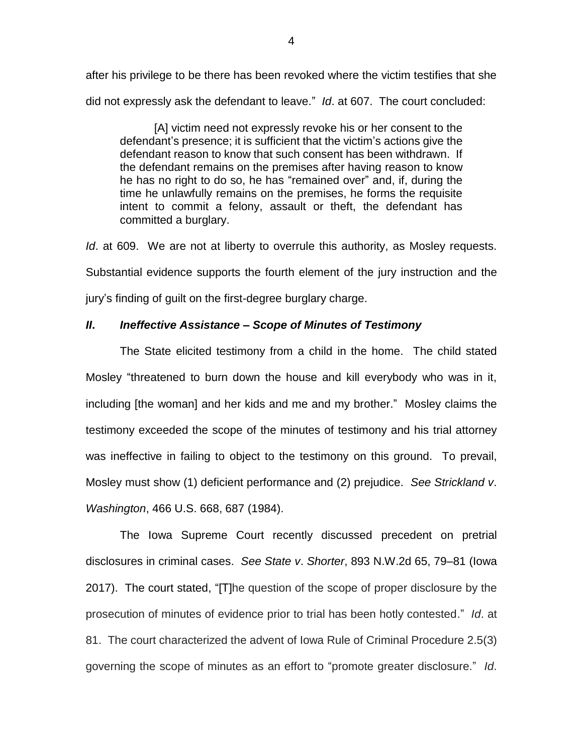after his privilege to be there has been revoked where the victim testifies that she did not expressly ask the defendant to leave." *Id*. at 607. The court concluded:

> [A] victim need not expressly revoke his or her consent to the defendant's presence; it is sufficient that the victim's actions give the defendant reason to know that such consent has been withdrawn. If the defendant remains on the premises after having reason to know he has no right to do so, he has "remained over" and, if, during the time he unlawfully remains on the premises, he forms the requisite intent to commit a felony, assault or theft, the defendant has committed a burglary.

*Id*. at 609. We are not at liberty to overrule this authority, as Mosley requests. Substantial evidence supports the fourth element of the jury instruction and the jury's finding of guilt on the first-degree burglary charge.

### *II. Ineffective Assistance – Scope of Minutes of Testimony*

The State elicited testimony from a child in the home. The child stated Mosley "threatened to burn down the house and kill everybody who was in it, including [the woman] and her kids and me and my brother." Mosley claims the testimony exceeded the scope of the minutes of testimony and his trial attorney was ineffective in failing to object to the testimony on this ground. To prevail, Mosley must show (1) deficient performance and (2) prejudice. *See Strickland v*. *Washington*, 466 U.S. 668, 687 (1984).

The Iowa Supreme Court recently discussed precedent on pretrial disclosures in criminal cases. *See State v*. *Shorter*, 893 N.W.2d 65, 79–81 (Iowa 2017). The court stated, "[T]he question of the scope of proper disclosure by the prosecution of minutes of evidence prior to trial has been hotly contested." *Id*. at 81. The court characterized the advent of Iowa Rule of Criminal Procedure 2.5(3) governing the scope of minutes as an effort to "promote greater disclosure." *Id*.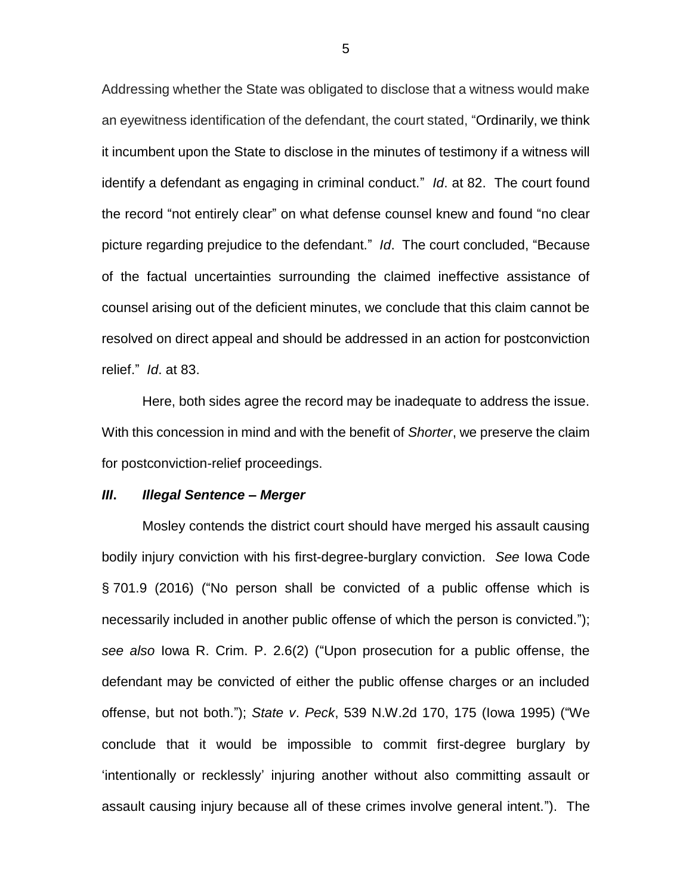Addressing whether the State was obligated to disclose that a witness would make an eyewitness identification of the defendant, the court stated, "Ordinarily, we think it incumbent upon the State to disclose in the minutes of testimony if a witness will identify a defendant as engaging in criminal conduct." *Id*. at 82. The court found the record "not entirely clear" on what defense counsel knew and found "no clear picture regarding prejudice to the defendant." *Id*. The court concluded, "Because of the factual uncertainties surrounding the claimed ineffective assistance of counsel arising out of the deficient minutes, we conclude that this claim cannot be resolved on direct appeal and should be addressed in an action for postconviction relief." *Id*. at 83.

Here, both sides agree the record may be inadequate to address the issue. With this concession in mind and with the benefit of *Shorter*, we preserve the claim for postconviction-relief proceedings.

### ***III. Illegal Sentence – Merger***

Mosley contends the district court should have merged his assault causing bodily injury conviction with his first-degree-burglary conviction. *See* Iowa Code § 701.9 (2016) ("No person shall be convicted of a public offense which is necessarily included in another public offense of which the person is convicted."); *see also* Iowa R. Crim. P. 2.6(2) ("Upon prosecution for a public offense, the defendant may be convicted of either the public offense charges or an included offense, but not both."); *State v*. *Peck*, 539 N.W.2d 170, 175 (Iowa 1995) ("We conclude that it would be impossible to commit first-degree burglary by 'intentionally or recklessly' injuring another without also committing assault or assault causing injury because all of these crimes involve general intent."). The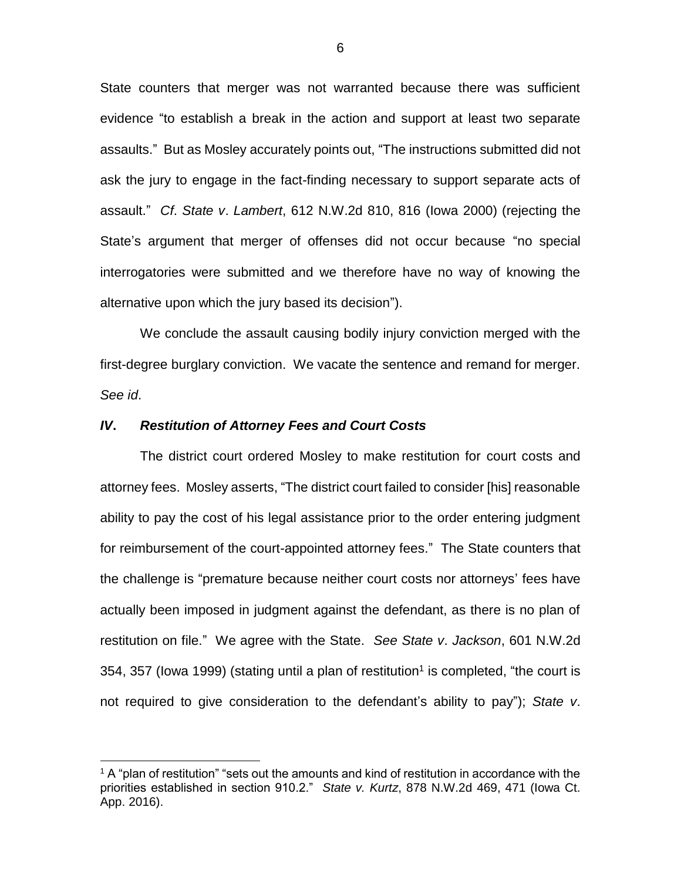State counters that merger was not warranted because there was sufficient evidence "to establish a break in the action and support at least two separate assaults." But as Mosley accurately points out, "The instructions submitted did not ask the jury to engage in the fact-finding necessary to support separate acts of assault." *Cf*. *State v*. *Lambert*, 612 N.W.2d 810, 816 (Iowa 2000) (rejecting the State's argument that merger of offenses did not occur because "no special interrogatories were submitted and we therefore have no way of knowing the alternative upon which the jury based its decision").

We conclude the assault causing bodily injury conviction merged with the first-degree burglary conviction. We vacate the sentence and remand for merger. *See id*.

### *IV. Restitution of Attorney Fees and Court Costs*

The district court ordered Mosley to make restitution for court costs and attorney fees. Mosley asserts, "The district court failed to consider [his] reasonable ability to pay the cost of his legal assistance prior to the order entering judgment for reimbursement of the court-appointed attorney fees." The State counters that the challenge is "premature because neither court costs nor attorneys' fees have actually been imposed in judgment against the defendant, as there is no plan of restitution on file." We agree with the State. *See State v*. *Jackson*, 601 N.W.2d 354, 357 (Iowa 1999) (stating until a plan of restitution[1] is completed, "the court is not required to give consideration to the defendant's ability to pay"); *State v*.

[1] A "plan of restitution" "sets out the amounts and kind of restitution in accordance with the priorities established in section 910.2." *State v. Kurtz*, 878 N.W.2d 469, 471 (Iowa Ct. App. 2016).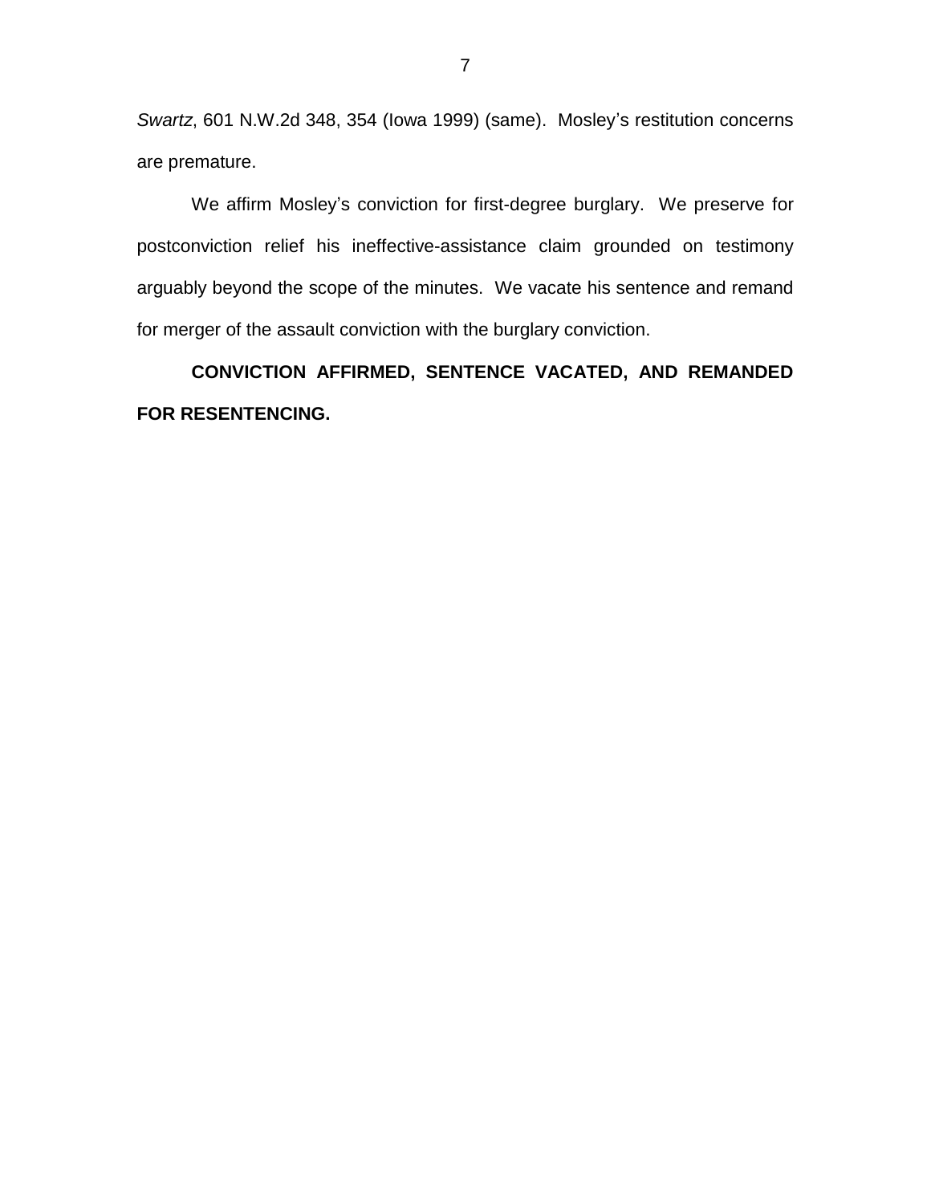*Swartz*, 601 N.W.2d 348, 354 (Iowa 1999) (same). Mosley's restitution concerns are premature.

We affirm Mosley's conviction for first-degree burglary. We preserve for postconviction relief his ineffective-assistance claim grounded on testimony arguably beyond the scope of the minutes. We vacate his sentence and remand for merger of the assault conviction with the burglary conviction.

**CONVICTION AFFIRMED, SENTENCE VACATED, AND REMANDED FOR RESENTENCING.**